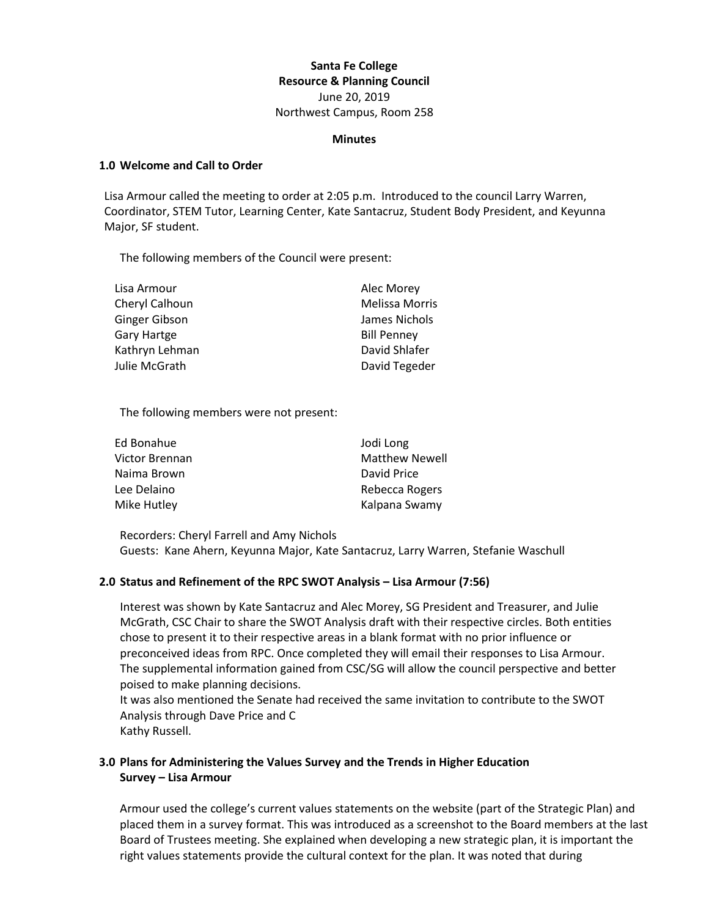**Santa Fe College**
**Resource & Planning Council**
June 20, 2019
Northwest Campus, Room 258

**Minutes**

## 1.0 Welcome and Call to Order

Lisa Armour called the meeting to order at 2:05 p.m. Introduced to the council Larry Warren, Coordinator, STEM Tutor, Learning Center, Kate Santacruz, Student Body President, and Keyunna Major, SF student.

The following members of the Council were present:

| | |
|---|---|
| Lisa Armour | Alec Morey |
| Cheryl Calhoun | Melissa Morris |
| Ginger Gibson | James Nichols |
| Gary Hartge | Bill Penney |
| Kathryn Lehman | David Shlafer |
| Julie McGrath | David Tegeder |

The following members were not present:

| | |
|---|---|
| Ed Bonahue | Jodi Long |
| Victor Brennan | Matthew Newell |
| Naima Brown | David Price |
| Lee Delaino | Rebecca Rogers |
| Mike Hutley | Kalpana Swamy |

Recorders: Cheryl Farrell and Amy Nichols
Guests: Kane Ahern, Keyunna Major, Kate Santacruz, Larry Warren, Stefanie Waschull

## 2.0 Status and Refinement of the RPC SWOT Analysis – Lisa Armour (7:56)

Interest was shown by Kate Santacruz and Alec Morey, SG President and Treasurer, and Julie McGrath, CSC Chair to share the SWOT Analysis draft with their respective circles. Both entities chose to present it to their respective areas in a blank format with no prior influence or preconceived ideas from RPC. Once completed they will email their responses to Lisa Armour. The supplemental information gained from CSC/SG will allow the council perspective and better poised to make planning decisions.
It was also mentioned the Senate had received the same invitation to contribute to the SWOT Analysis through Dave Price and C
Kathy Russell.

## 3.0 Plans for Administering the Values Survey and the Trends in Higher Education Survey – Lisa Armour

Armour used the college's current values statements on the website (part of the Strategic Plan) and placed them in a survey format. This was introduced as a screenshot to the Board members at the last Board of Trustees meeting. She explained when developing a new strategic plan, it is important the right values statements provide the cultural context for the plan. It was noted that during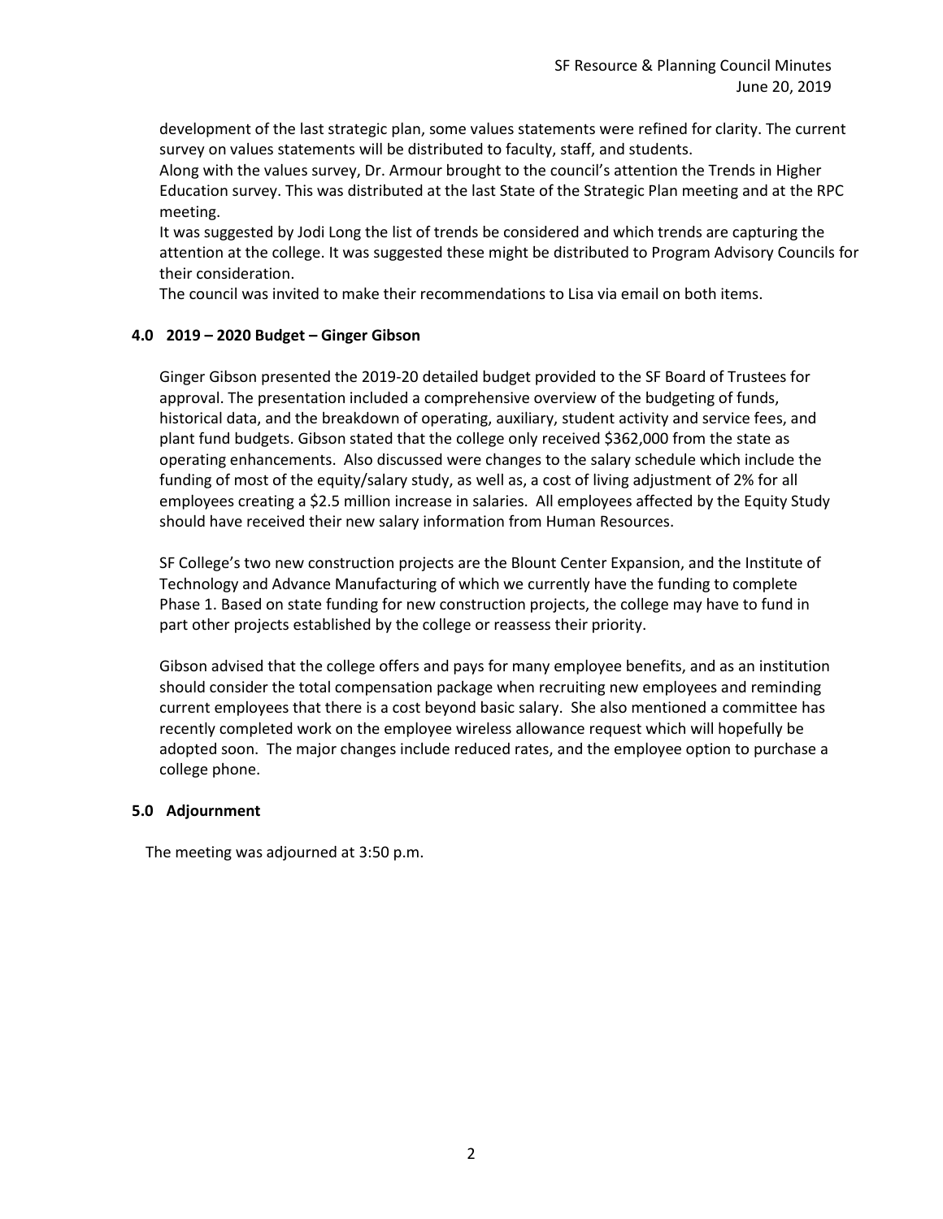development of the last strategic plan, some values statements were refined for clarity. The current survey on values statements will be distributed to faculty, staff, and students.

Along with the values survey, Dr. Armour brought to the council's attention the Trends in Higher Education survey. This was distributed at the last State of the Strategic Plan meeting and at the RPC meeting.

It was suggested by Jodi Long the list of trends be considered and which trends are capturing the attention at the college. It was suggested these might be distributed to Program Advisory Councils for their consideration.

The council was invited to make their recommendations to Lisa via email on both items.

### 4.0 2019 – 2020 Budget – Ginger Gibson

Ginger Gibson presented the 2019-20 detailed budget provided to the SF Board of Trustees for approval. The presentation included a comprehensive overview of the budgeting of funds, historical data, and the breakdown of operating, auxiliary, student activity and service fees, and plant fund budgets. Gibson stated that the college only received $362,000 from the state as operating enhancements. Also discussed were changes to the salary schedule which include the funding of most of the equity/salary study, as well as, a cost of living adjustment of 2% for all employees creating a $2.5 million increase in salaries. All employees affected by the Equity Study should have received their new salary information from Human Resources.

SF College's two new construction projects are the Blount Center Expansion, and the Institute of Technology and Advance Manufacturing of which we currently have the funding to complete Phase 1. Based on state funding for new construction projects, the college may have to fund in part other projects established by the college or reassess their priority.

Gibson advised that the college offers and pays for many employee benefits, and as an institution should consider the total compensation package when recruiting new employees and reminding current employees that there is a cost beyond basic salary. She also mentioned a committee has recently completed work on the employee wireless allowance request which will hopefully be adopted soon. The major changes include reduced rates, and the employee option to purchase a college phone.

### 5.0 Adjournment

The meeting was adjourned at 3:50 p.m.